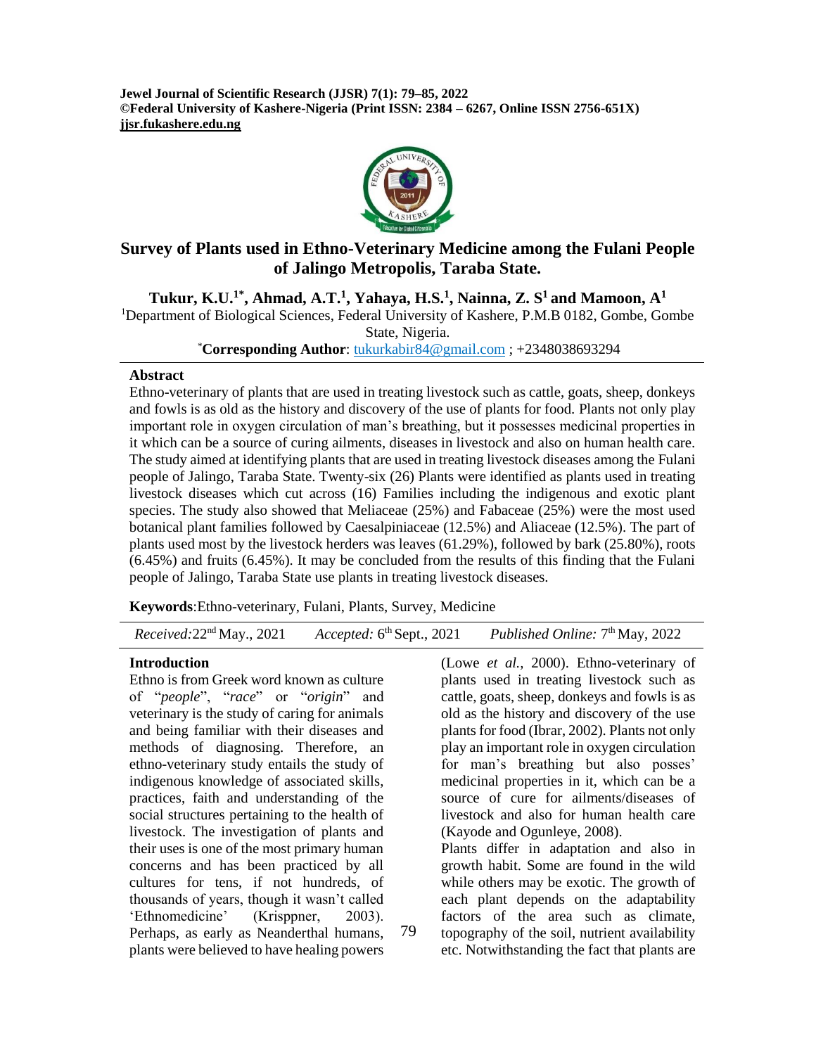# Survey of Plants used in Ethno-Veterinary Medicine among the Fulani People of Jalingo Metropolis, Taraba State.

**Tukur, K.U.[1*], Ahmad, A.T.[1], Yahaya, H.S.[1], Nainna, Z. S[1] and Mamoon, A[1]**

[1]Department of Biological Sciences, Federal University of Kashere, P.M.B 0182, Gombe, Gombe State, Nigeria.

[*]**Corresponding Author**: tukurkabir84@gmail.com ; +2348038693294

## Abstract

Ethno-veterinary of plants that are used in treating livestock such as cattle, goats, sheep, donkeys and fowls is as old as the history and discovery of the use of plants for food. Plants not only play important role in oxygen circulation of man's breathing, but it possesses medicinal properties in it which can be a source of curing ailments, diseases in livestock and also on human health care. The study aimed at identifying plants that are used in treating livestock diseases among the Fulani people of Jalingo, Taraba State. Twenty-six (26) Plants were identified as plants used in treating livestock diseases which cut across (16) Families including the indigenous and exotic plant species. The study also showed that Meliaceae (25%) and Fabaceae (25%) were the most used botanical plant families followed by Caesalpiniaceae (12.5%) and Aliaceae (12.5%). The part of plants used most by the livestock herders was leaves (61.29%), followed by bark (25.80%), roots (6.45%) and fruits (6.45%). It may be concluded from the results of this finding that the Fulani people of Jalingo, Taraba State use plants in treating livestock diseases.

**Keywords**:Ethno-veterinary, Fulani, Plants, Survey, Medicine

*Received:*22[nd] May., 2021 *Accepted:* 6[th] Sept., 2021 *Published Online:* 7[th] May, 2022

## Introduction

Ethno is from Greek word known as culture of "*people*", "*race*" or "*origin*" and veterinary is the study of caring for animals and being familiar with their diseases and methods of diagnosing. Therefore, an ethno-veterinary study entails the study of indigenous knowledge of associated skills, practices, faith and understanding of the social structures pertaining to the health of livestock. The investigation of plants and their uses is one of the most primary human concerns and has been practiced by all cultures for tens, if not hundreds, of thousands of years, though it wasn't called 'Ethnomedicine' (Krisppner, 2003). Perhaps, as early as Neanderthal humans, plants were believed to have healing powers (Lowe *et al.,* 2000). Ethno-veterinary of plants used in treating livestock such as cattle, goats, sheep, donkeys and fowls is as old as the history and discovery of the use plants for food (Ibrar, 2002). Plants not only play an important role in oxygen circulation for man's breathing but also posses' medicinal properties in it, which can be a source of cure for ailments/diseases of livestock and also for human health care (Kayode and Ogunleye, 2008).

Plants differ in adaptation and also in growth habit. Some are found in the wild while others may be exotic. The growth of each plant depends on the adaptability factors of the area such as climate, topography of the soil, nutrient availability etc. Notwithstanding the fact that plants are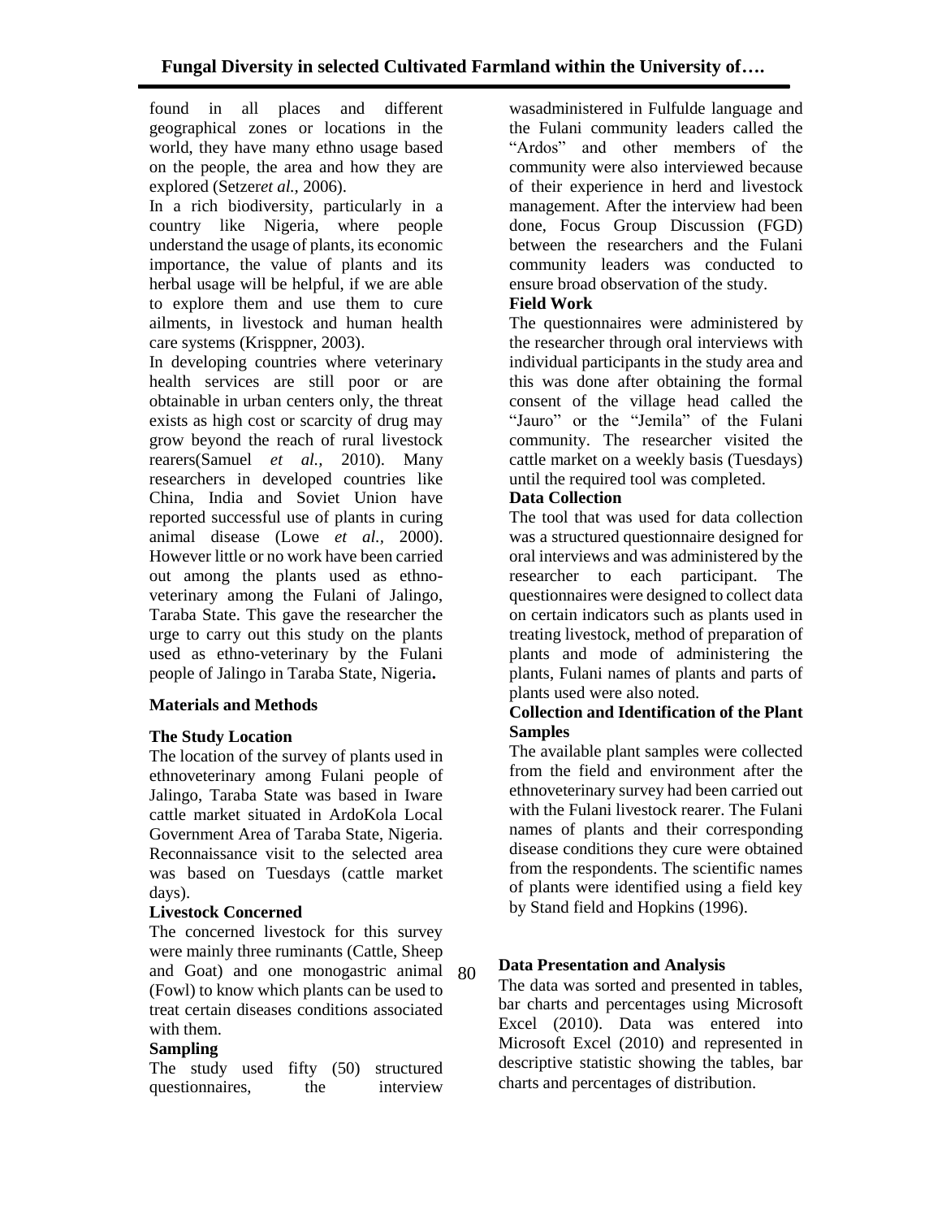found in all places and different geographical zones or locations in the world, they have many ethno usage based on the people, the area and how they are explored (Setzer*et al.,* 2006).

In a rich biodiversity, particularly in a country like Nigeria, where people understand the usage of plants, its economic importance, the value of plants and its herbal usage will be helpful, if we are able to explore them and use them to cure ailments, in livestock and human health care systems (Krisppner, 2003).

In developing countries where veterinary health services are still poor or are obtainable in urban centers only, the threat exists as high cost or scarcity of drug may grow beyond the reach of rural livestock rearers(Samuel *et al.,* 2010). Many researchers in developed countries like China, India and Soviet Union have reported successful use of plants in curing animal disease (Lowe *et al.,* 2000). However little or no work have been carried out among the plants used as ethno-veterinary among the Fulani of Jalingo, Taraba State. This gave the researcher the urge to carry out this study on the plants used as ethno-veterinary by the Fulani people of Jalingo in Taraba State, Nigeria**.**

## Materials and Methods

### The Study Location

The location of the survey of plants used in ethnoveterinary among Fulani people of Jalingo, Taraba State was based in Iware cattle market situated in ArdoKola Local Government Area of Taraba State, Nigeria. Reconnaissance visit to the selected area was based on Tuesdays (cattle market days).

### Livestock Concerned

The concerned livestock for this survey were mainly three ruminants (Cattle, Sheep and Goat) and one monogastric animal (Fowl) to know which plants can be used to treat certain diseases conditions associated with them.

### Sampling

The study used fifty (50) structured questionnaires, the interview wasadministered in Fulfulde language and the Fulani community leaders called the "Ardos" and other members of the community were also interviewed because of their experience in herd and livestock management. After the interview had been done, Focus Group Discussion (FGD) between the researchers and the Fulani community leaders was conducted to ensure broad observation of the study.

### Field Work

The questionnaires were administered by the researcher through oral interviews with individual participants in the study area and this was done after obtaining the formal consent of the village head called the "Jauro" or the "Jemila" of the Fulani community. The researcher visited the cattle market on a weekly basis (Tuesdays) until the required tool was completed.

### Data Collection

The tool that was used for data collection was a structured questionnaire designed for oral interviews and was administered by the researcher to each participant. The questionnaires were designed to collect data on certain indicators such as plants used in treating livestock, method of preparation of plants and mode of administering the plants, Fulani names of plants and parts of plants used were also noted.

### Collection and Identification of the Plant Samples

The available plant samples were collected from the field and environment after the ethnoveterinary survey had been carried out with the Fulani livestock rearer. The Fulani names of plants and their corresponding disease conditions they cure were obtained from the respondents. The scientific names of plants were identified using a field key by Stand field and Hopkins (1996).

### Data Presentation and Analysis

The data was sorted and presented in tables, bar charts and percentages using Microsoft Excel (2010). Data was entered into Microsoft Excel (2010) and represented in descriptive statistic showing the tables, bar charts and percentages of distribution.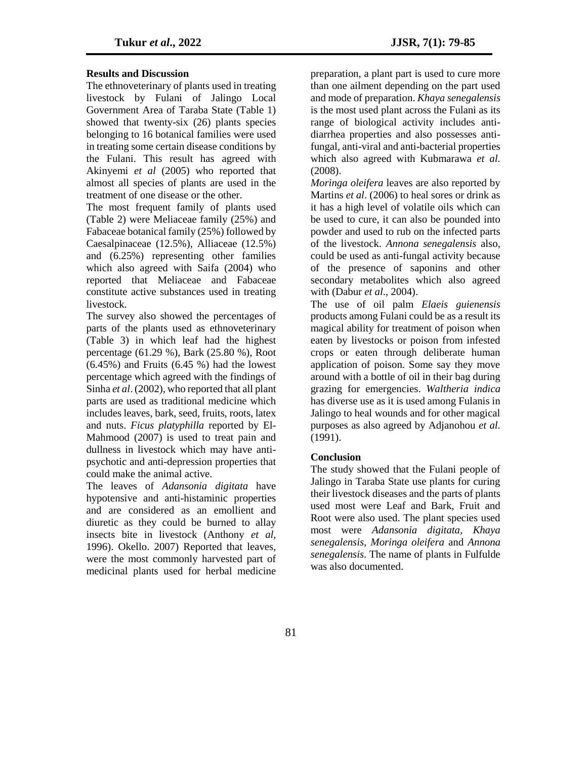## Results and Discussion

The ethnoveterinary of plants used in treating livestock by Fulani of Jalingo Local Government Area of Taraba State (Table 1) showed that twenty-six (26) plants species belonging to 16 botanical families were used in treating some certain disease conditions by the Fulani. This result has agreed with Akinyemi *et al* (2005) who reported that almost all species of plants are used in the treatment of one disease or the other.

The most frequent family of plants used (Table 2) were Meliaceae family (25%) and Fabaceae botanical family (25%) followed by Caesalpinaceae (12.5%), Alliaceae (12.5%) and (6.25%) representing other families which also agreed with Saifa (2004) who reported that Meliaceae and Fabaceae constitute active substances used in treating livestock.

The survey also showed the percentages of parts of the plants used as ethnoveterinary (Table 3) in which leaf had the highest percentage (61.29 %), Bark (25.80 %), Root (6.45%) and Fruits (6.45 %) had the lowest percentage which agreed with the findings of Sinha *et al*. (2002), who reported that all plant parts are used as traditional medicine which includes leaves, bark, seed, fruits, roots, latex and nuts. *Ficus platyphilla* reported by El-Mahmood (2007) is used to treat pain and dullness in livestock which may have anti-psychotic and anti-depression properties that could make the animal active.

The leaves of *Adansonia digitata* have hypotensive and anti-histaminic properties and are considered as an emollient and diuretic as they could be burned to allay insects bite in livestock (Anthony *et al*, 1996). Okello. 2007) Reported that leaves, were the most commonly harvested part of medicinal plants used for herbal medicine preparation, a plant part is used to cure more than one ailment depending on the part used and mode of preparation. *Khaya senegalensis* is the most used plant across the Fulani as its range of biological activity includes anti-diarrhea properties and also possesses anti-fungal, anti-viral and anti-bacterial properties which also agreed with Kubmarawa *et al.* (2008).

*Moringa oleifera* leaves are also reported by Martins *et al*. (2006) to heal sores or drink as it has a high level of volatile oils which can be used to cure, it can also be pounded into powder and used to rub on the infected parts of the livestock. *Annona senegalensis* also, could be used as anti-fungal activity because of the presence of saponins and other secondary metabolites which also agreed with (Dabur *et al*., 2004).

The use of oil palm *Elaeis guienensis* products among Fulani could be as a result its magical ability for treatment of poison when eaten by livestocks or poison from infested crops or eaten through deliberate human application of poison. Some say they move around with a bottle of oil in their bag during grazing for emergencies. *Waltheria indica* has diverse use as it is used among Fulanis in Jalingo to heal wounds and for other magical purposes as also agreed by Adjanohou *et al.* (1991).

## Conclusion

The study showed that the Fulani people of Jalingo in Taraba State use plants for curing their livestock diseases and the parts of plants used most were Leaf and Bark, Fruit and Root were also used. The plant species used most were *Adansonia digitata*, *Khaya senegalensis*, *Moringa oleifera* and *Annona senegalensis*. The name of plants in Fulfulde was also documented.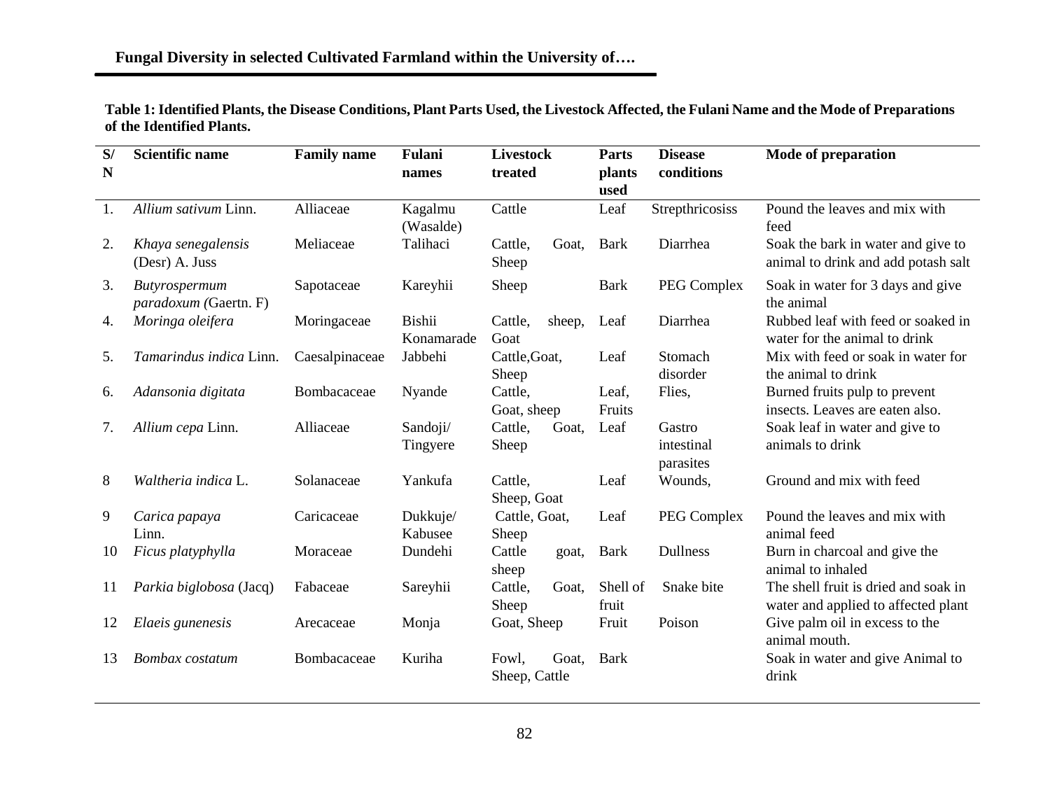**Table 1: Identified Plants, the Disease Conditions, Plant Parts Used, the Livestock Affected, the Fulani Name and the Mode of Preparations of the Identified Plants.**

| S/N | Scientific name | Family name | Fulani names | Livestock treated | Parts plants used | Disease conditions | Mode of preparation |
|---|---|---|---|---|---|---|---|
| 1. | *Allium sativum* Linn. | Alliaceae | Kagalmu (Wasalde) | Cattle | Leaf | Strepthricosiss | Pound the leaves and mix with feed |
| 2. | *Khaya senegalensis* (Desr) A. Juss | Meliaceae | Talihaci | Cattle, Goat, Sheep | Bark | Diarrhea | Soak the bark in water and give to animal to drink and add potash salt |
| 3. | *Butyrospermum paradoxum (*Gaertn. F) | Sapotaceae | Kareyhii | Sheep | Bark | PEG Complex | Soak in water for 3 days and give the animal |
| 4. | *Moringa oleifera* | Moringaceae | Bishii Konamarade | Cattle, sheep, Goat | Leaf | Diarrhea | Rubbed leaf with feed or soaked in water for the animal to drink |
| 5. | *Tamarindus indica* Linn. | Caesalpinaceae | Jabbehi | Cattle,Goat, Sheep | Leaf | Stomach disorder | Mix with feed or soak in water for the animal to drink |
| 6. | *Adansonia digitata* | Bombacaceae | Nyande | Cattle, Goat, sheep | Leaf, Fruits | Flies, | Burned fruits pulp to prevent insects. Leaves are eaten also. |
| 7. | *Allium cepa* Linn. | Alliaceae | Sandoji/ Tingyere | Cattle, Goat, Sheep | Leaf | Gastro intestinal parasites | Soak leaf in water and give to animals to drink |
| 8 | *Waltheria indica* L. | Solanaceae | Yankufa | Cattle, Sheep, Goat | Leaf | Wounds, | Ground and mix with feed |
| 9 | *Carica papaya* Linn. | Caricaceae | Dukkuje/ Kabusee | Cattle, Goat, Sheep | Leaf | PEG Complex | Pound the leaves and mix with animal feed |
| 10 | *Ficus platyphylla* | Moraceae | Dundehi | Cattle goat, sheep | Bark | Dullness | Burn in charcoal and give the animal to inhaled |
| 11 | *Parkia biglobosa* (Jacq) | Fabaceae | Sareyhii | Cattle, Goat, Sheep | Shell of fruit | Snake bite | The shell fruit is dried and soak in water and applied to affected plant |
| 12 | *Elaeis gunenesis* | Arecaceae | Monja | Goat, Sheep | Fruit | Poison | Give palm oil in excess to the animal mouth. |
| 13 | *Bombax costatum* | Bombacaceae | Kuriha | Fowl, Goat, Sheep, Cattle | Bark | | Soak in water and give Animal to drink |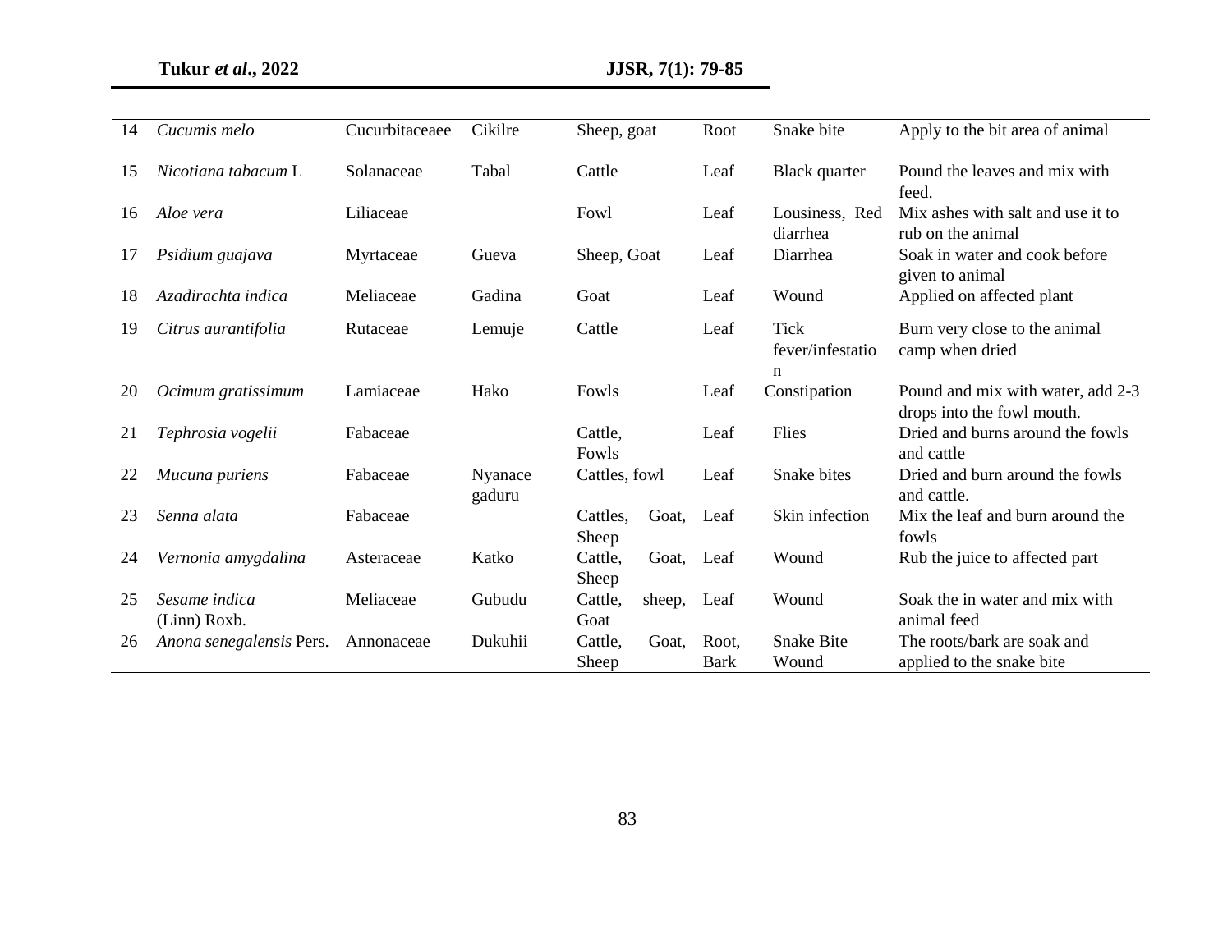| 14 | *Cucumis melo* | Cucurbitaceaee | Cikilre | Sheep, goat | Root | Snake bite | Apply to the bit area of animal |
|---|---|---|---|---|---|---|---|
| 15 | *Nicotiana tabacum* L | Solanaceae | Tabal | Cattle | Leaf | Black quarter | Pound the leaves and mix with feed. |
| 16 | *Aloe vera* | Liliaceae | | Fowl | Leaf | Lousiness, Red diarrhea | Mix ashes with salt and use it to rub on the animal |
| 17 | *Psidium guajava* | Myrtaceae | Gueva | Sheep, Goat | Leaf | Diarrhea | Soak in water and cook before given to animal |
| 18 | *Azadirachta indica* | Meliaceae | Gadina | Goat | Leaf | Wound | Applied on affected plant |
| 19 | *Citrus aurantifolia* | Rutaceae | Lemuje | Cattle | Leaf | Tick fever/infestation | Burn very close to the animal camp when dried |
| 20 | *Ocimum gratissimum* | Lamiaceae | Hako | Fowls | Leaf | Constipation | Pound and mix with water, add 2-3 drops into the fowl mouth. |
| 21 | *Tephrosia vogelii* | Fabaceae | | Cattle, Fowls | Leaf | Flies | Dried and burns around the fowls and cattle |
| 22 | *Mucuna puriens* | Fabaceae | Nyanace gaduru | Cattles, fowl | Leaf | Snake bites | Dried and burn around the fowls and cattle. |
| 23 | *Senna alata* | Fabaceae | | Cattles, Goat, Sheep | Leaf | Skin infection | Mix the leaf and burn around the fowls |
| 24 | *Vernonia amygdalina* | Asteraceae | Katko | Cattle, Goat, Sheep | Leaf | Wound | Rub the juice to affected part |
| 25 | *Sesame indica* (Linn) Roxb. | Meliaceae | Gubudu | Cattle, sheep, Goat | Leaf | Wound | Soak the in water and mix with animal feed |
| 26 | *Anona senegalensis* Pers. | Annonaceae | Dukuhii | Cattle, Goat, Sheep | Root, Bark | Snake Bite Wound | The roots/bark are soak and applied to the snake bite |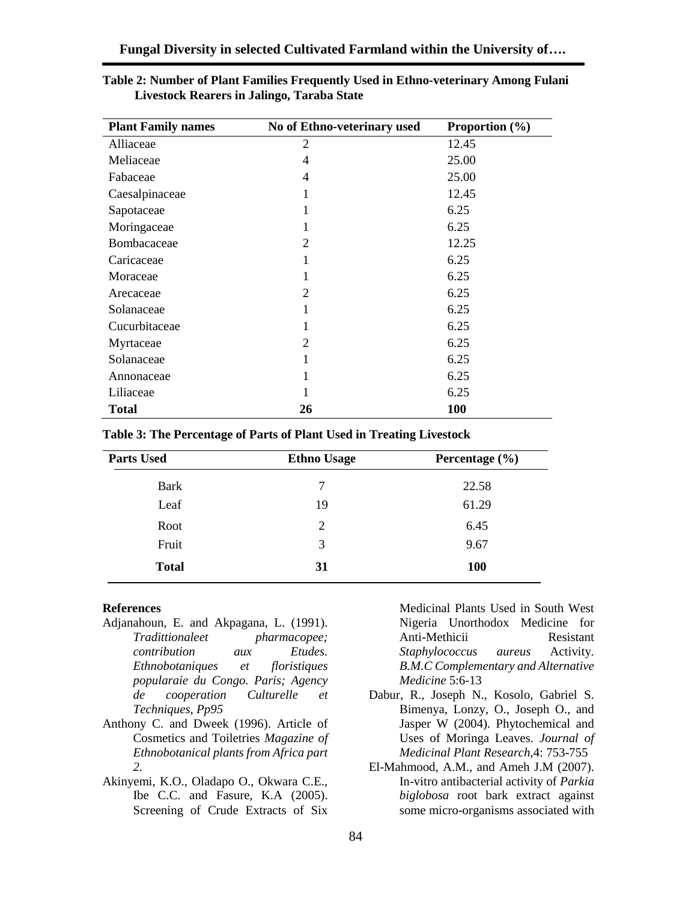**Table 2: Number of Plant Families Frequently Used in Ethno-veterinary Among Fulani Livestock Rearers in Jalingo, Taraba State**

| Plant Family names | No of Ethno-veterinary used | Proportion (%) |
|---|---|---|
| Alliaceae | 2 | 12.45 |
| Meliaceae | 4 | 25.00 |
| Fabaceae | 4 | 25.00 |
| Caesalpinaceae | 1 | 12.45 |
| Sapotaceae | 1 | 6.25 |
| Moringaceae | 1 | 6.25 |
| Bombacaceae | 2 | 12.25 |
| Caricaceae | 1 | 6.25 |
| Moraceae | 1 | 6.25 |
| Arecaceae | 2 | 6.25 |
| Solanaceae | 1 | 6.25 |
| Cucurbitaceae | 1 | 6.25 |
| Myrtaceae | 2 | 6.25 |
| Solanaceae | 1 | 6.25 |
| Annonaceae | 1 | 6.25 |
| Liliaceae | 1 | 6.25 |
| **Total** | **26** | **100** |

**Table 3: The Percentage of Parts of Plant Used in Treating Livestock**

| Parts Used | Ethno Usage | Percentage (%) |
|---|---|---|
| Bark | 7 | 22.58 |
| Leaf | 19 | 61.29 |
| Root | 2 | 6.45 |
| Fruit | 3 | 9.67 |
| **Total** | **31** | **100** |

**References**

Adjanahoun, E. and Akpagana, L. (1991). *Tradittionaleet pharmacopee; contribution aux Etudes. Ethnobotaniques et floristiques popularaie du Congo. Paris; Agency de cooperation Culturelle et Techniques, Pp95*

Anthony C. and Dweek (1996). Article of Cosmetics and Toiletries *Magazine of Ethnobotanical plants from Africa part 2.*

Akinyemi, K.O., Oladapo O., Okwara C.E., Ibe C.C. and Fasure, K.A (2005). Screening of Crude Extracts of Six Medicinal Plants Used in South West Nigeria Unorthodox Medicine for Anti-Methicii Resistant *Staphylococcus aureus* Activity. *B.M.C Complementary and Alternative Medicine* 5:6-13

Dabur, R., Joseph N., Kosolo, Gabriel S. Bimenya, Lonzy, O., Joseph O., and Jasper W (2004). Phytochemical and Uses of Moringa Leaves. *Journal of Medicinal Plant Research*,4: 753-755

El-Mahmood, A.M., and Ameh J.M (2007). In-vitro antibacterial activity of *Parkia biglobosa* root bark extract against some micro-organisms associated with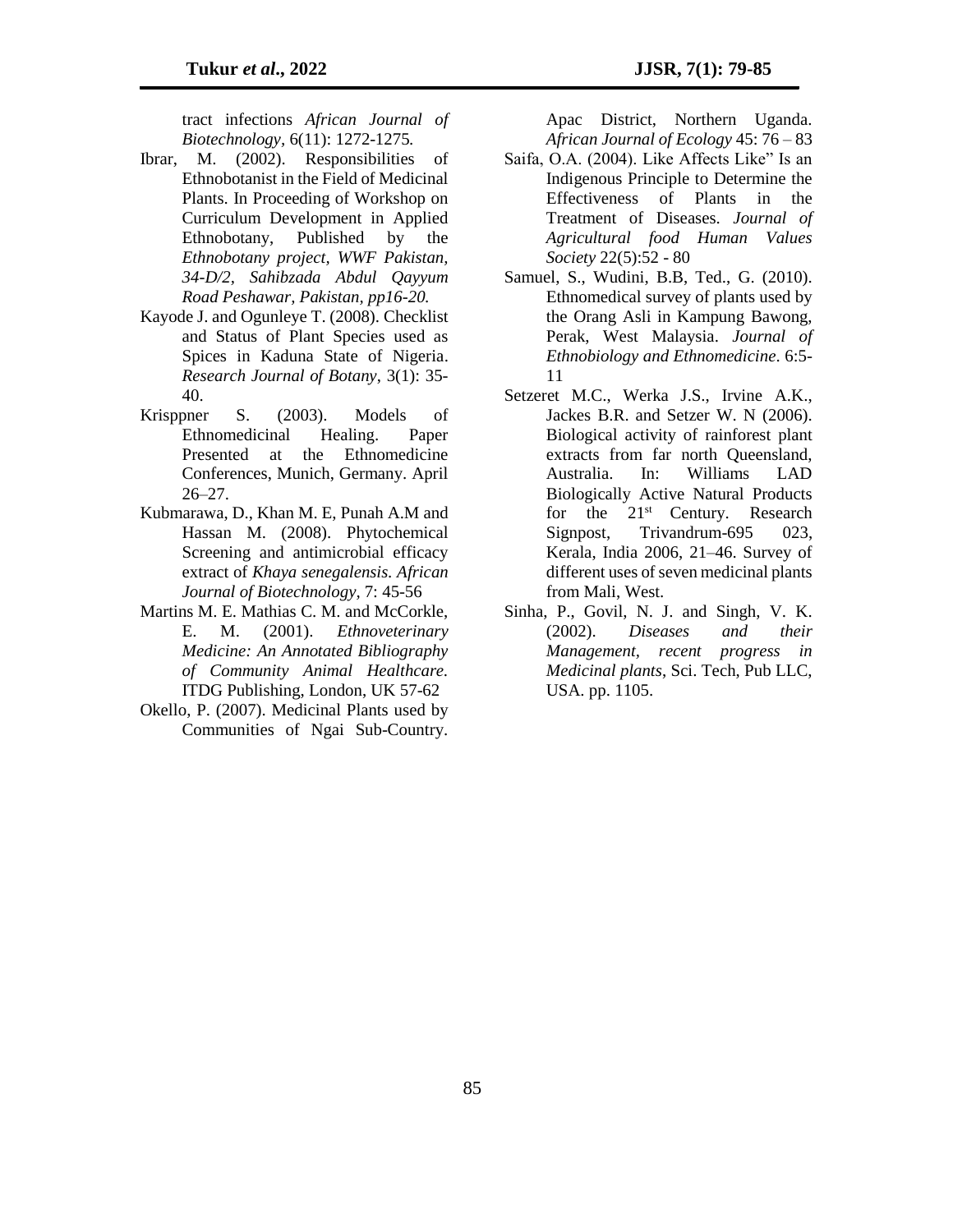tract infections *African Journal of Biotechnology,* 6(11): 1272-1275*.*

Ibrar, M. (2002). Responsibilities of Ethnobotanist in the Field of Medicinal Plants. In Proceeding of Workshop on Curriculum Development in Applied Ethnobotany, Published by the *Ethnobotany project, WWF Pakistan, 34-D/2, Sahibzada Abdul Qayyum Road Peshawar, Pakistan, pp16-20.*

Kayode J. and Ogunleye T. (2008). Checklist and Status of Plant Species used as Spices in Kaduna State of Nigeria. *Research Journal of Botany,* 3(1): 35-40.

Krisppner S. (2003). Models of Ethnomedicinal Healing. Paper Presented at the Ethnomedicine Conferences, Munich, Germany. April 26–27.

Kubmarawa, D., Khan M. E, Punah A.M and Hassan M. (2008). Phytochemical Screening and antimicrobial efficacy extract of *Khaya senegalensis*. *African Journal of Biotechnology*, 7: 45-56

Martins M. E. Mathias C. M. and McCorkle, E. M. (2001). *Ethnoveterinary Medicine: An Annotated Bibliography of Community Animal Healthcare.* ITDG Publishing, London, UK 57-62

Okello, P. (2007). Medicinal Plants used by Communities of Ngai Sub-Country. Apac District, Northern Uganda. *African Journal of Ecology* 45: 76 – 83

Saifa, O.A. (2004). Like Affects Like" Is an Indigenous Principle to Determine the Effectiveness of Plants in the Treatment of Diseases. *Journal of Agricultural food Human Values Society* 22(5):52 - 80

Samuel, S., Wudini, B.B, Ted., G. (2010). Ethnomedical survey of plants used by the Orang Asli in Kampung Bawong, Perak, West Malaysia. *Journal of Ethnobiology and Ethnomedicine*. 6:5-11

Setzeret M.C., Werka J.S., Irvine A.K., Jackes B.R. and Setzer W. N (2006). Biological activity of rainforest plant extracts from far north Queensland, Australia. In: Williams LAD Biologically Active Natural Products for the 21st Century. Research Signpost, Trivandrum-695 023, Kerala, India 2006, 21–46. Survey of different uses of seven medicinal plants from Mali, West.

Sinha, P., Govil, N. J. and Singh, V. K. (2002). *Diseases and their Management, recent progress in Medicinal plants,* Sci. Tech, Pub LLC, USA. pp. 1105.